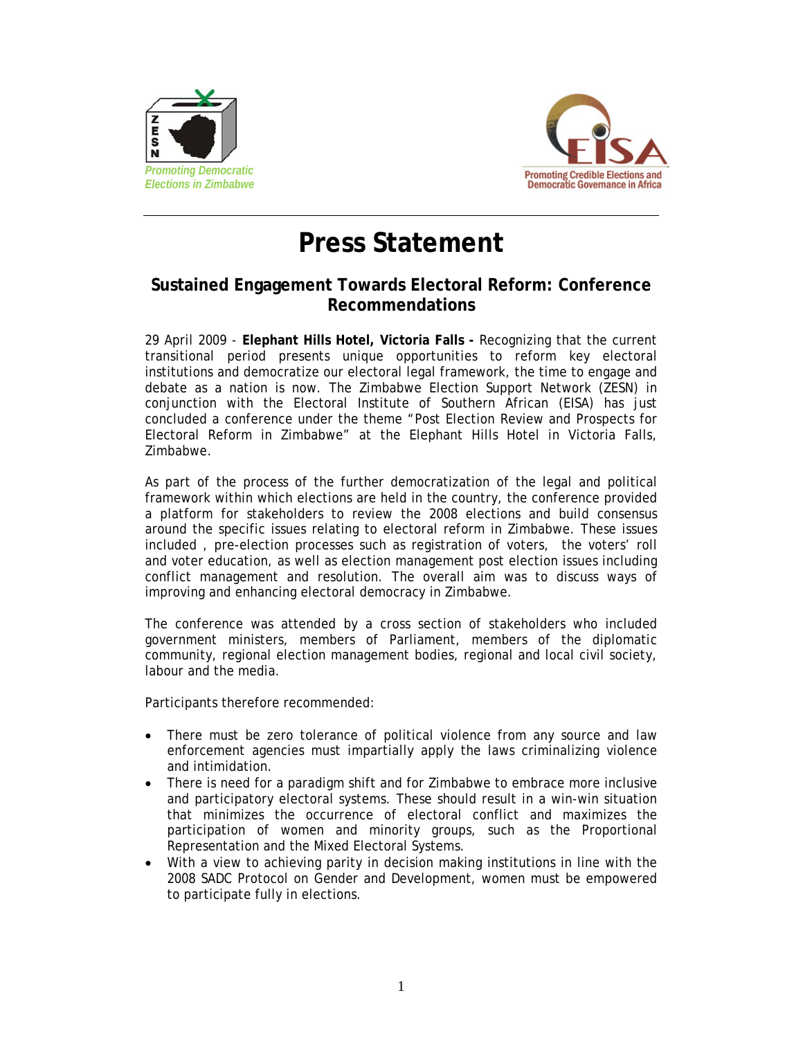Promoting Democratic Elections in Zimbabwe

Promoting Credible Elections and Democratic Governance in Africa

# Press Statement

## Sustained Engagement Towards Electoral Reform: Conference Recommendations

29 April 2009 - **Elephant Hills Hotel, Victoria Falls -** Recognizing that the current transitional period presents unique opportunities to reform key electoral institutions and democratize our electoral legal framework, the time to engage and debate as a nation is now. The Zimbabwe Election Support Network (ZESN) in conjunction with the Electoral Institute of Southern African (EISA) has just concluded a conference under the theme "Post Election Review and Prospects for Electoral Reform in Zimbabwe" at the Elephant Hills Hotel in Victoria Falls, Zimbabwe.

As part of the process of the further democratization of the legal and political framework within which elections are held in the country, the conference provided a platform for stakeholders to review the 2008 elections and build consensus around the specific issues relating to electoral reform in Zimbabwe. These issues included , pre-election processes such as registration of voters, the voters' roll and voter education, as well as election management post election issues including conflict management and resolution. The overall aim was to discuss ways of improving and enhancing electoral democracy in Zimbabwe.

The conference was attended by a cross section of stakeholders who included government ministers, members of Parliament, members of the diplomatic community, regional election management bodies, regional and local civil society, labour and the media.

Participants therefore recommended:

- There must be zero tolerance of political violence from any source and law enforcement agencies must impartially apply the laws criminalizing violence and intimidation.
- There is need for a paradigm shift and for Zimbabwe to embrace more inclusive and participatory electoral systems. These should result in a win-win situation that minimizes the occurrence of electoral conflict and maximizes the participation of women and minority groups, such as the Proportional Representation and the Mixed Electoral Systems.
- With a view to achieving parity in decision making institutions in line with the 2008 SADC Protocol on Gender and Development, women must be empowered to participate fully in elections.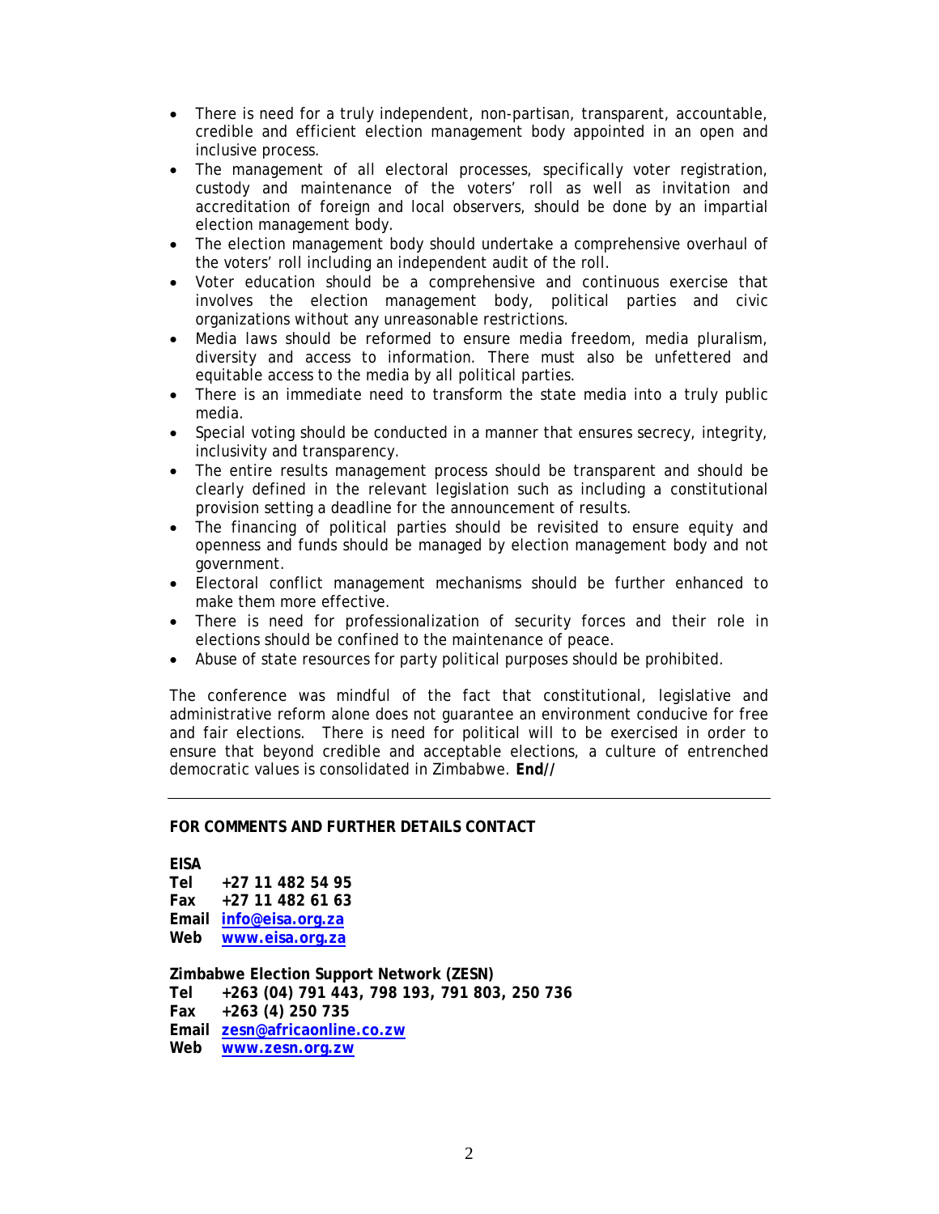- There is need for a truly independent, non-partisan, transparent, accountable, credible and efficient election management body appointed in an open and inclusive process.
- The management of all electoral processes, specifically voter registration, custody and maintenance of the voters' roll as well as invitation and accreditation of foreign and local observers, should be done by an impartial election management body.
- The election management body should undertake a comprehensive overhaul of the voters' roll including an independent audit of the roll.
- Voter education should be a comprehensive and continuous exercise that involves the election management body, political parties and civic organizations without any unreasonable restrictions.
- Media laws should be reformed to ensure media freedom, media pluralism, diversity and access to information. There must also be unfettered and equitable access to the media by all political parties.
- There is an immediate need to transform the state media into a truly public media.
- Special voting should be conducted in a manner that ensures secrecy, integrity, inclusivity and transparency.
- The entire results management process should be transparent and should be clearly defined in the relevant legislation such as including a constitutional provision setting a deadline for the announcement of results.
- The financing of political parties should be revisited to ensure equity and openness and funds should be managed by election management body and not government.
- Electoral conflict management mechanisms should be further enhanced to make them more effective.
- There is need for professionalization of security forces and their role in elections should be confined to the maintenance of peace.
- Abuse of state resources for party political purposes should be prohibited.

The conference was mindful of the fact that constitutional, legislative and administrative reform alone does not guarantee an environment conducive for free and fair elections. There is need for political will to be exercised in order to ensure that beyond credible and acceptable elections, a culture of entrenched democratic values is consolidated in Zimbabwe. **End//**

---

**FOR COMMENTS AND FURTHER DETAILS CONTACT**

**EISA**
**Tel +27 11 482 54 95**
**Fax +27 11 482 61 63**
**Email info@eisa.org.za**
**Web www.eisa.org.za**

**Zimbabwe Election Support Network (ZESN)**
**Tel +263 (04) 791 443, 798 193, 791 803, 250 736**
**Fax +263 (4) 250 735**
**Email zesn@africaonline.co.zw**
**Web www.zesn.org.zw**